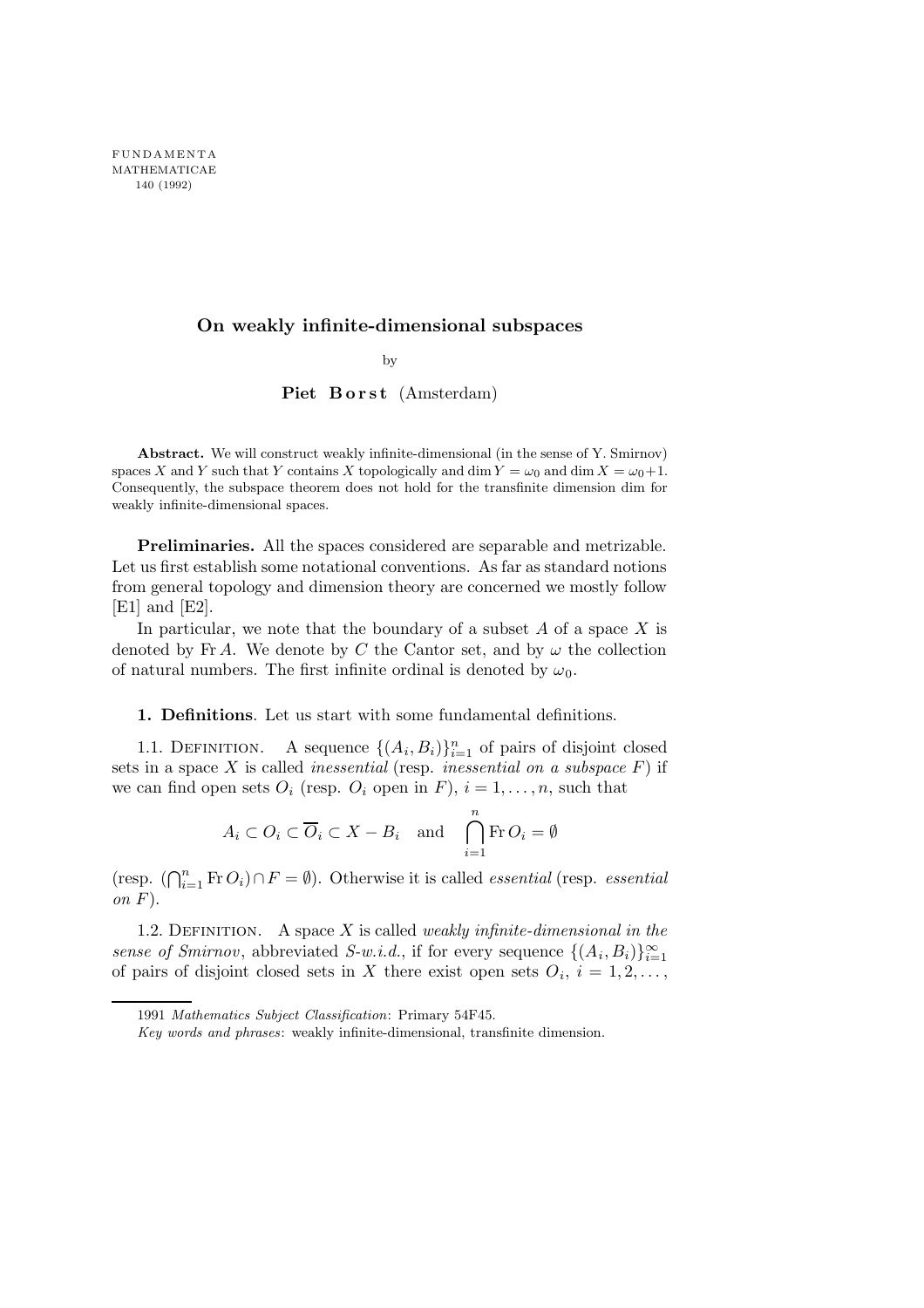# On weakly infinite-dimensional subspaces

by

**Piet Borst** (Amsterdam)

**Abstract.** We will construct weakly infinite-dimensional (in the sense of Y. Smirnov) spaces $X$ and $Y$ such that $Y$ contains $X$ topologically and $\dim Y = \omega_0$ and $\dim X = \omega_0 + 1$. Consequently, the subspace theorem does not hold for the transfinite dimension dim for weakly infinite-dimensional spaces.

**Preliminaries.** All the spaces considered are separable and metrizable. Let us first establish some notational conventions. As far as standard notions from general topology and dimension theory are concerned we mostly follow [E1] and [E2].

In particular, we note that the boundary of a subset $A$ of a space $X$ is denoted by $\operatorname{Fr} A$. We denote by $C$ the Cantor set, and by $\omega$ the collection of natural numbers. The first infinite ordinal is denoted by $\omega_0$.

**1. Definitions**. Let us start with some fundamental definitions.

1.1. Definition. A sequence $\{(A_i, B_i)\}_{i=1}^n$ of pairs of disjoint closed sets in a space $X$ is called *inessential* (resp. *inessential on a subspace* $F$) if we can find open sets $O_i$ (resp. $O_i$ open in $F$), $i = 1, \ldots, n$, such that

$$A_i \subset O_i \subset \overline{O}_i \subset X - B_i \quad \text{and} \quad \bigcap_{i=1}^n \operatorname{Fr} O_i = \emptyset$$

(resp. $(\bigcap_{i=1}^n \operatorname{Fr} O_i) \cap F = \emptyset$). Otherwise it is called *essential* (resp. *essential on* $F$).

1.2. Definition. A space $X$ is called *weakly infinite-dimensional in the sense of Smirnov*, abbreviated *S-w.i.d.*, if for every sequence $\{(A_i, B_i)\}_{i=1}^\infty$ of pairs of disjoint closed sets in $X$ there exist open sets $O_i$, $i = 1, 2, \ldots,$

1991 *Mathematics Subject Classification*: Primary 54F45.

*Key words and phrases*: weakly infinite-dimensional, transfinite dimension.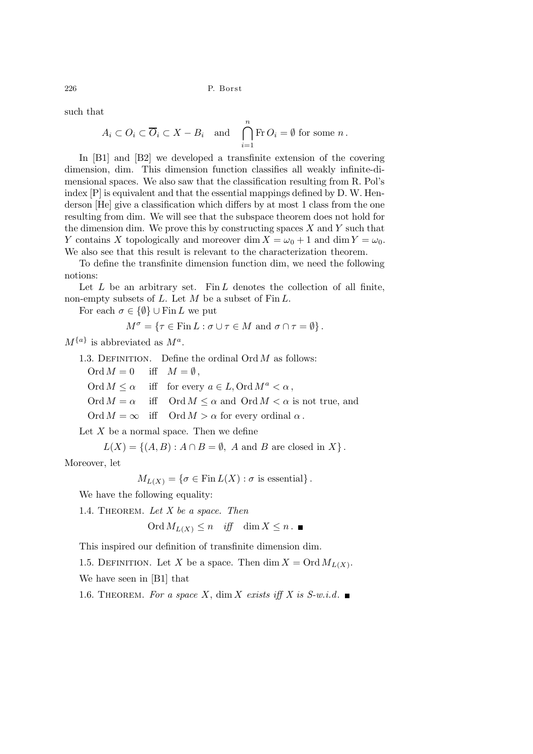such that

$$A_i \subset O_i \subset \overline{O}_i \subset X - B_i \quad \text{and} \quad \bigcap_{i=1}^{n} \operatorname{Fr} O_i = \emptyset \text{ for some } n\,.$$

In [B1] and [B2] we developed a transfinite extension of the covering dimension, dim. This dimension function classifies all weakly infinite-dimensional spaces. We also saw that the classification resulting from R. Pol's index [P] is equivalent and that the essential mappings defined by D. W. Henderson [He] give a classification which differs by at most 1 class from the one resulting from dim. We will see that the subspace theorem does not hold for the dimension dim. We prove this by constructing spaces $X$ and $Y$ such that $Y$ contains $X$ topologically and moreover $\dim X = \omega_0 + 1$ and $\dim Y = \omega_0$. We also see that this result is relevant to the characterization theorem.

To define the transfinite dimension function dim, we need the following notions:

Let $L$ be an arbitrary set. $\operatorname{Fin} L$ denotes the collection of all finite, non-empty subsets of $L$. Let $M$ be a subset of $\operatorname{Fin} L$.

For each $\sigma \in \{\emptyset\} \cup \operatorname{Fin} L$ we put

$$M^{\sigma} = \{\tau \in \operatorname{Fin} L : \sigma \cup \tau \in M \text{ and } \sigma \cap \tau = \emptyset\}\,.$$

$M^{\{a\}}$ is abbreviated as $M^{a}$.

1.3. Definition. Define the ordinal $\operatorname{Ord} M$ as follows:

$\operatorname{Ord} M = 0$ iff $M = \emptyset$,

$\operatorname{Ord} M \le \alpha$ iff for every $a \in L$, $\operatorname{Ord} M^{a} < \alpha$,

$\operatorname{Ord} M = \alpha$ iff $\operatorname{Ord} M \le \alpha$ and $\operatorname{Ord} M < \alpha$ is not true, and

$\operatorname{Ord} M = \infty$ iff $\operatorname{Ord} M > \alpha$ for every ordinal $\alpha$.

Let $X$ be a normal space. Then we define

$$L(X) = \{(A, B) : A \cap B = \emptyset,\ A \text{ and } B \text{ are closed in } X\}\,.$$

Moreover, let

$$M_{L(X)} = \{\sigma \in \operatorname{Fin} L(X) : \sigma \text{ is essential}\}\,.$$

We have the following equality:

1.4. Theorem. *Let $X$ be a space. Then*

$$\operatorname{Ord} M_{L(X)} \le n \quad \textit{iff} \quad \dim X \le n\,. \ \blacksquare$$

This inspired our definition of transfinite dimension dim.

1.5. Definition. Let $X$ be a space. Then $\dim X = \operatorname{Ord} M_{L(X)}$.

We have seen in [B1] that

1.6. Theorem. *For a space $X$, $\dim X$ exists iff $X$ is S-w.i.d.* $\blacksquare$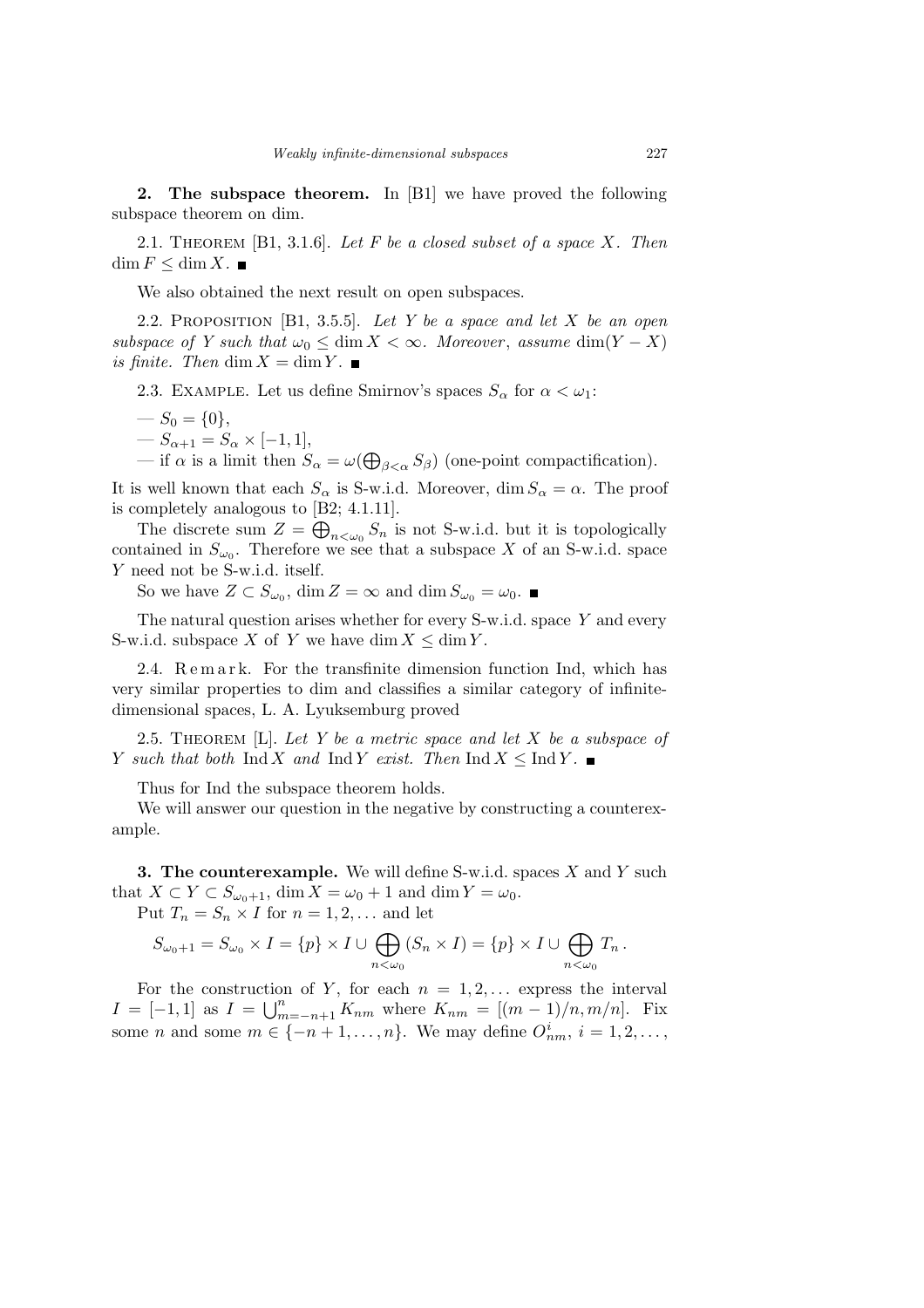**2. The subspace theorem.** In [B1] we have proved the following subspace theorem on dim.

2.1. Theorem [B1, 3.1.6]. *Let $F$ be a closed subset of a space $X$. Then* $\dim F \leq \dim X$. ∎

We also obtained the next result on open subspaces.

2.2. Proposition [B1, 3.5.5]. *Let $Y$ be a space and let $X$ be an open subspace of $Y$ such that $\omega_0 \leq \dim X < \infty$. Moreover, assume $\dim(Y - X)$ is finite. Then $\dim X = \dim Y$.* ∎

2.3. Example. Let us define Smirnov's spaces $S_\alpha$ for $\alpha < \omega_1$:

— $S_0 = \{0\}$,

— $S_{\alpha+1} = S_\alpha \times [-1, 1]$,

— if $\alpha$ is a limit then $S_\alpha = \omega(\bigoplus_{\beta<\alpha} S_\beta)$ (one-point compactification).

It is well known that each $S_\alpha$ is S-w.i.d. Moreover, $\dim S_\alpha = \alpha$. The proof is completely analogous to [B2; 4.1.11].

The discrete sum $Z = \bigoplus_{n<\omega_0} S_n$ is not S-w.i.d. but it is topologically contained in $S_{\omega_0}$. Therefore we see that a subspace $X$ of an S-w.i.d. space $Y$ need not be S-w.i.d. itself.

So we have $Z \subset S_{\omega_0}$, $\dim Z = \infty$ and $\dim S_{\omega_0} = \omega_0$. ∎

The natural question arises whether for every S-w.i.d. space $Y$ and every S-w.i.d. subspace $X$ of $Y$ we have $\dim X \leq \dim Y$.

2.4. Remark. For the transfinite dimension function Ind, which has very similar properties to dim and classifies a similar category of infinite-dimensional spaces, L. A. Lyuksemburg proved

2.5. Theorem [L]. *Let $Y$ be a metric space and let $X$ be a subspace of $Y$ such that both* $\operatorname{Ind} X$ *and* $\operatorname{Ind} Y$ *exist. Then* $\operatorname{Ind} X \leq \operatorname{Ind} Y$. ∎

Thus for Ind the subspace theorem holds.

We will answer our question in the negative by constructing a counterexample.

**3. The counterexample.** We will define S-w.i.d. spaces $X$ and $Y$ such that $X \subset Y \subset S_{\omega_0+1}$, $\dim X = \omega_0 + 1$ and $\dim Y = \omega_0$.

Put $T_n = S_n \times I$ for $n = 1, 2, \ldots$ and let

$$S_{\omega_0+1} = S_{\omega_0} \times I = \{p\} \times I \cup \bigoplus_{n<\omega_0} (S_n \times I) = \{p\} \times I \cup \bigoplus_{n<\omega_0} T_n\,.$$

For the construction of $Y$, for each $n = 1, 2, \ldots$ express the interval $I = [-1, 1]$ as $I = \bigcup_{m=-n+1}^{n} K_{nm}$ where $K_{nm} = [(m-1)/n, m/n]$. Fix some $n$ and some $m \in \{-n+1, \ldots, n\}$. We may define $O^i_{nm}$, $i = 1, 2, \ldots,$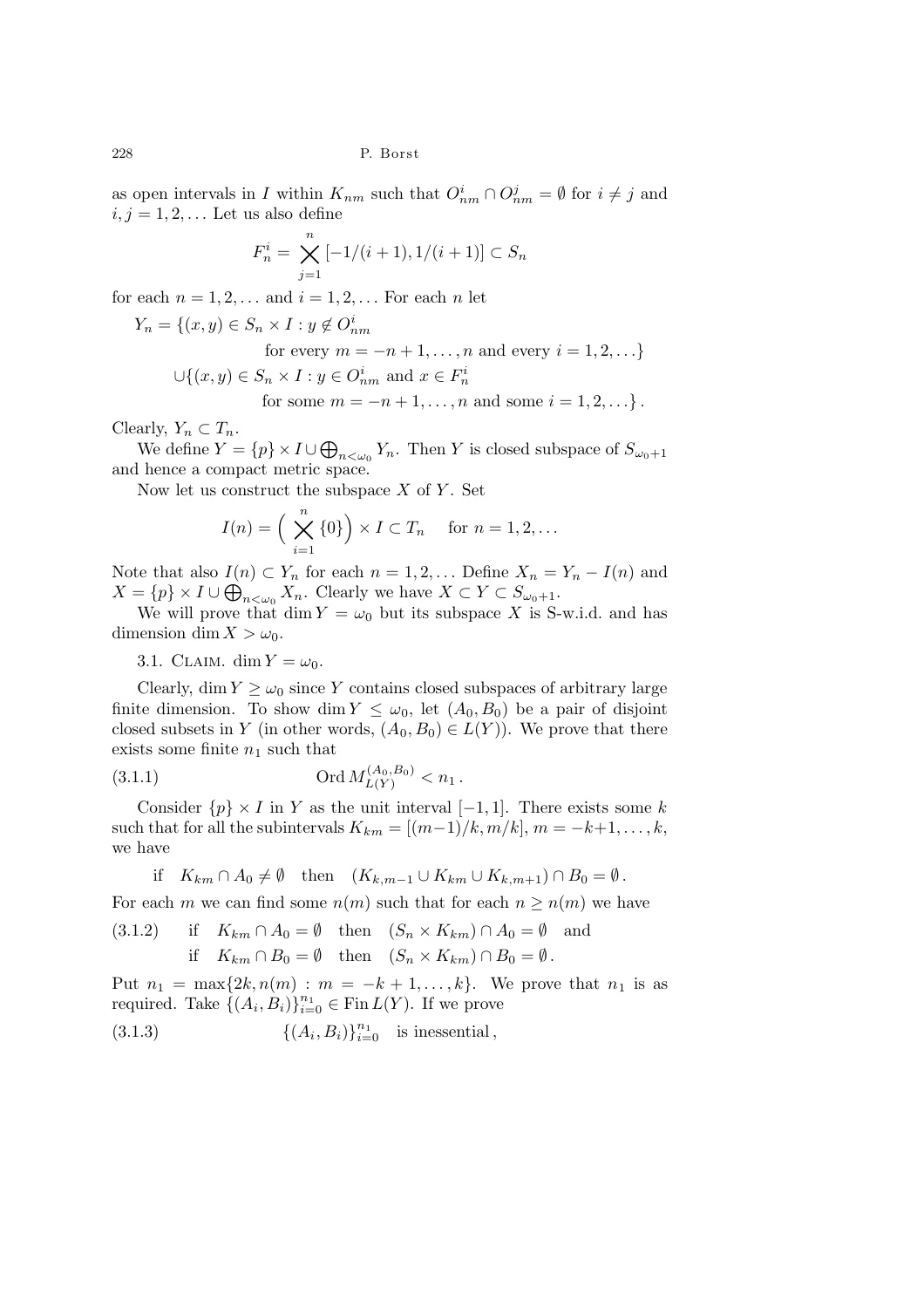as open intervals in $I$ within $K_{nm}$ such that $O^i_{nm} \cap O^j_{nm} = \emptyset$ for $i \neq j$ and $i, j = 1, 2, \ldots$ Let us also define

$$F^i_n = \bigtimes_{j=1}^{n} [-1/(i+1), 1/(i+1)] \subset S_n$$

for each $n = 1, 2, \ldots$ and $i = 1, 2, \ldots$ For each $n$ let

$$\begin{aligned} Y_n = \{(x, y) \in S_n \times I : y \notin O^i_{nm} \\ \text{for every } m = -n+1, \ldots, n \text{ and every } i = 1, 2, \ldots\} \\ \cup \{(x, y) \in S_n \times I : y \in O^i_{nm} \text{ and } x \in F^i_n \\ \text{for some } m = -n+1, \ldots, n \text{ and some } i = 1, 2, \ldots\}. \end{aligned}$$

Clearly, $Y_n \subset T_n$.

We define $Y = \{p\} \times I \cup \bigoplus_{n<\omega_0} Y_n$. Then $Y$ is closed subspace of $S_{\omega_0+1}$ and hence a compact metric space.

Now let us construct the subspace $X$ of $Y$. Set

$$I(n) = \Big( \bigtimes_{i=1}^{n} \{0\} \Big) \times I \subset T_n \quad \text{for } n = 1, 2, \ldots$$

Note that also $I(n) \subset Y_n$ for each $n = 1, 2, \ldots$ Define $X_n = Y_n - I(n)$ and $X = \{p\} \times I \cup \bigoplus_{n<\omega_0} X_n$. Clearly we have $X \subset Y \subset S_{\omega_0+1}$.

We will prove that $\dim Y = \omega_0$ but its subspace $X$ is S-w.i.d. and has dimension $\dim X > \omega_0$.

3.1. Claim. $\dim Y = \omega_0$.

Clearly, $\dim Y \geq \omega_0$ since $Y$ contains closed subspaces of arbitrary large finite dimension. To show $\dim Y \leq \omega_0$, let $(A_0, B_0)$ be a pair of disjoint closed subsets in $Y$ (in other words, $(A_0, B_0) \in L(Y)$). We prove that there exists some finite $n_1$ such that

$$\operatorname{Ord} M^{(A_0,B_0)}_{L(Y)} < n_1 . \tag{3.1.1}$$

Consider $\{p\} \times I$ in $Y$ as the unit interval $[-1, 1]$. There exists some $k$ such that for all the subintervals $K_{km} = [(m-1)/k, m/k]$, $m = -k+1, \ldots, k$, we have

$$\text{if} \quad K_{km} \cap A_0 \neq \emptyset \quad \text{then} \quad (K_{k,m-1} \cup K_{km} \cup K_{k,m+1}) \cap B_0 = \emptyset .$$

For each $m$ we can find some $n(m)$ such that for each $n \geq n(m)$ we have

$$\begin{aligned} &\text{if} \quad K_{km} \cap A_0 = \emptyset \quad \text{then} \quad (S_n \times K_{km}) \cap A_0 = \emptyset \quad \text{and} \\ &\text{if} \quad K_{km} \cap B_0 = \emptyset \quad \text{then} \quad (S_n \times K_{km}) \cap B_0 = \emptyset . \end{aligned} \tag{3.1.2}$$

Put $n_1 = \max\{2k, n(m) : m = -k+1, \ldots, k\}$. We prove that $n_1$ is as required. Take $\{(A_i, B_i)\}_{i=0}^{n_1} \in \operatorname{Fin} L(Y)$. If we prove

$$\{(A_i, B_i)\}_{i=0}^{n_1} \quad \text{is inessential} , \tag{3.1.3}$$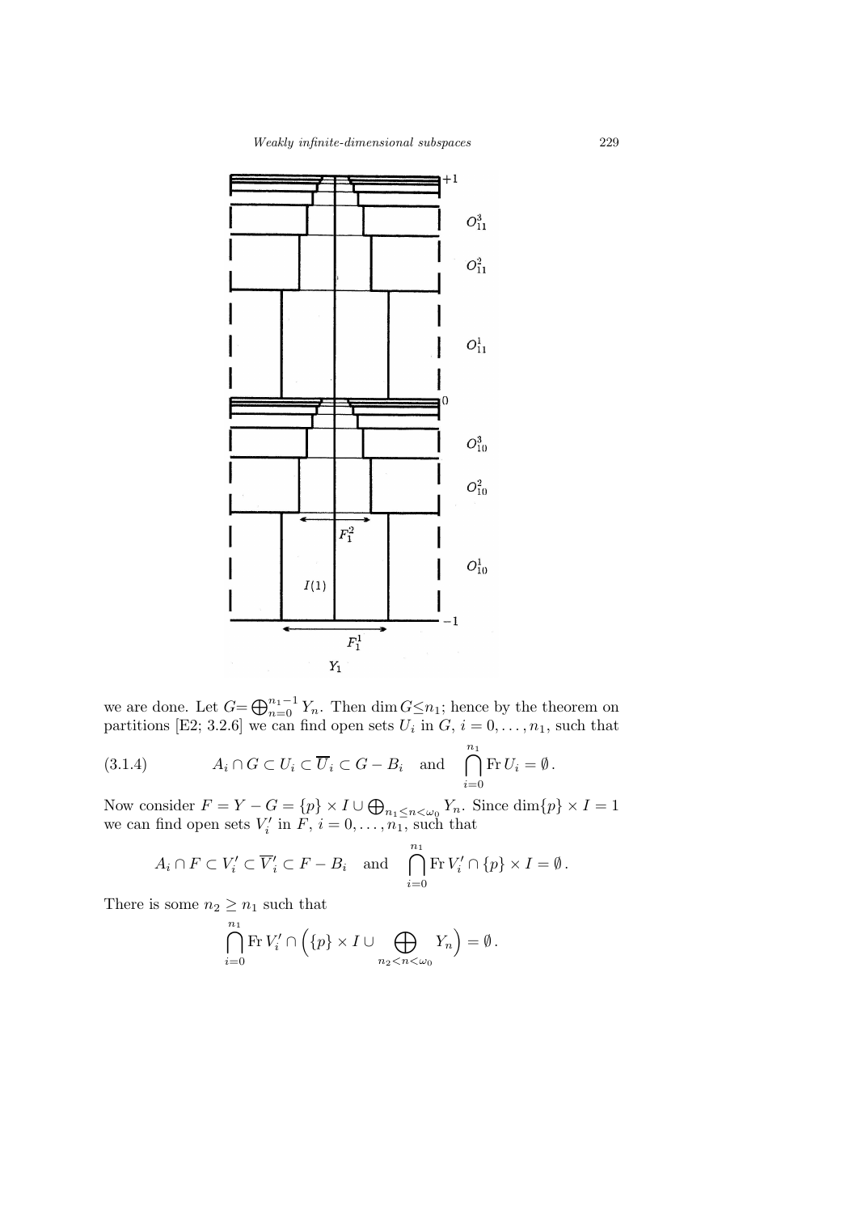we are done. Let $G = \bigoplus_{n=0}^{n_1-1} Y_n$. Then $\dim G \le n_1$; hence by the theorem on partitions [E2; 3.2.6] we can find open sets $U_i$ in $G$, $i = 0, \ldots, n_1$, such that

$$A_i \cap G \subset U_i \subset \overline{U}_i \subset G - B_i \quad \text{and} \quad \bigcap_{i=0}^{n_1} \operatorname{Fr} U_i = \emptyset . \tag{3.1.4}$$

Now consider $F = Y - G = \{p\} \times I \cup \bigoplus_{n_1 \le n < \omega_0} Y_n$. Since $\dim\{p\} \times I = 1$ we can find open sets $V_i'$ in $F$, $i = 0, \ldots, n_1$, such that

$$A_i \cap F \subset V_i' \subset \overline{V}_i' \subset F - B_i \quad \text{and} \quad \bigcap_{i=0}^{n_1} \operatorname{Fr} V_i' \cap \{p\} \times I = \emptyset .$$

There is some $n_2 \ge n_1$ such that

$$\bigcap_{i=0}^{n_1} \operatorname{Fr} V_i' \cap \Big( \{p\} \times I \cup \bigoplus_{n_2 < n < \omega_0} Y_n \Big) = \emptyset .$$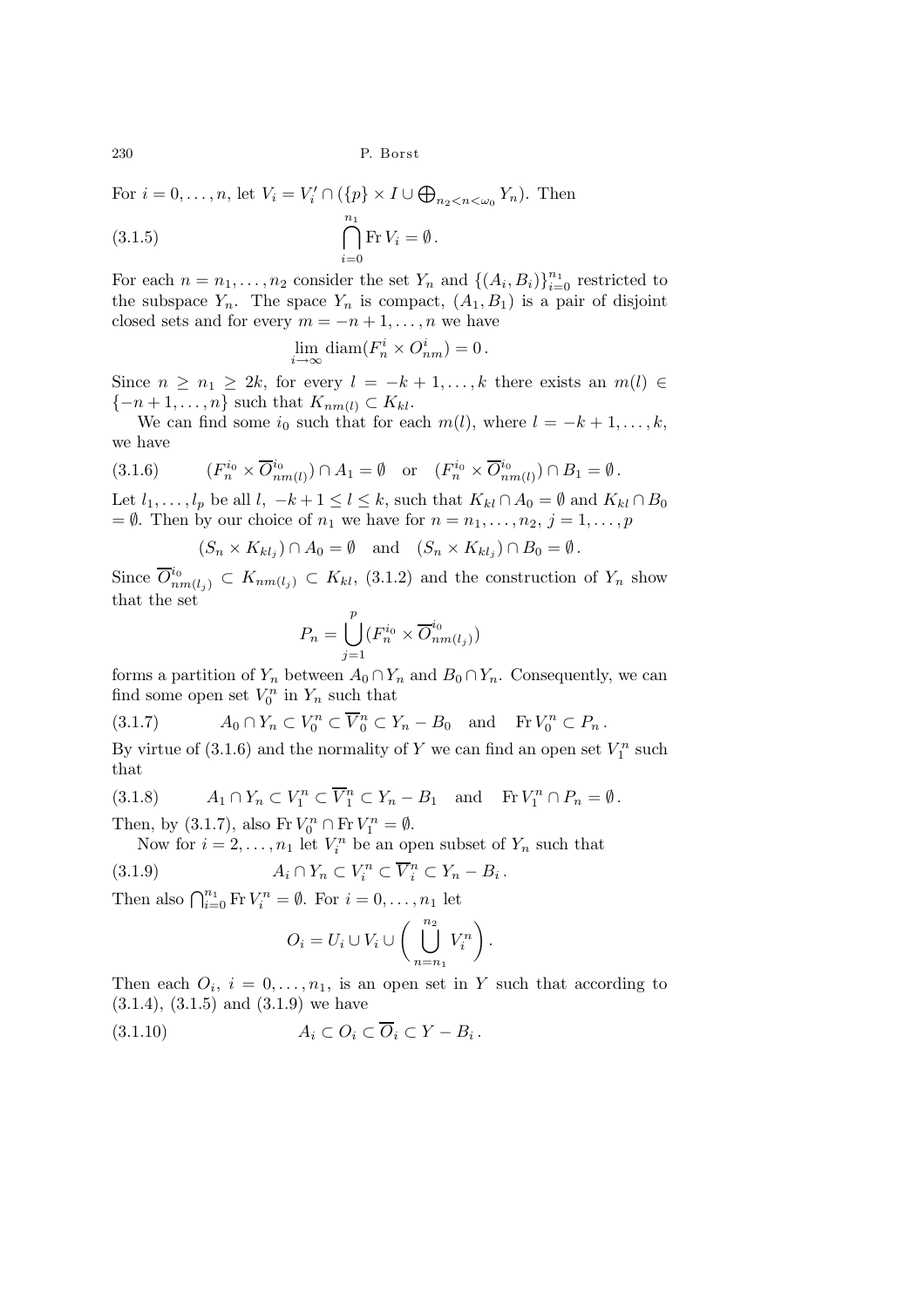For $i = 0, \ldots, n$, let $V_i = V'_i \cap (\{p\} \times I \cup \bigoplus_{n_2 < n < \omega_0} Y_n)$. Then

$$\bigcap_{i=0}^{n_1} \operatorname{Fr} V_i = \emptyset\,. \tag{3.1.5}$$

For each $n = n_1, \ldots, n_2$ consider the set $Y_n$ and $\{(A_i, B_i)\}_{i=0}^{n_1}$ restricted to the subspace $Y_n$. The space $Y_n$ is compact, $(A_1, B_1)$ is a pair of disjoint closed sets and for every $m = -n+1, \ldots, n$ we have

$$\lim_{i \to \infty} \operatorname{diam}(F_n^i \times O_{nm}^i) = 0\,.$$

Since $n \geq n_1 \geq 2k$, for every $l = -k+1, \ldots, k$ there exists an $m(l) \in \{-n+1, \ldots, n\}$ such that $K_{nm(l)} \subset K_{kl}$.

We can find some $i_0$ such that for each $m(l)$, where $l = -k+1, \ldots, k$, we have

$$(F_n^{i_0} \times \overline{O}_{nm(l)}^{i_0}) \cap A_1 = \emptyset \quad \text{or} \quad (F_n^{i_0} \times \overline{O}_{nm(l)}^{i_0}) \cap B_1 = \emptyset\,. \tag{3.1.6}$$

Let $l_1, \ldots, l_p$ be all $l$, $-k+1 \leq l \leq k$, such that $K_{kl} \cap A_0 = \emptyset$ and $K_{kl} \cap B_0 = \emptyset$. Then by our choice of $n_1$ we have for $n = n_1, \ldots, n_2$, $j = 1, \ldots, p$

$$(S_n \times K_{kl_j}) \cap A_0 = \emptyset \quad \text{and} \quad (S_n \times K_{kl_j}) \cap B_0 = \emptyset\,.$$

Since $\overline{O}_{nm(l_j)}^{i_0} \subset K_{nm(l_j)} \subset K_{kl}$, (3.1.2) and the construction of $Y_n$ show that the set

$$P_n = \bigcup_{j=1}^{p} (F_n^{i_0} \times \overline{O}_{nm(l_j)}^{i_0})$$

forms a partition of $Y_n$ between $A_0 \cap Y_n$ and $B_0 \cap Y_n$. Consequently, we can find some open set $V_0^n$ in $Y_n$ such that

$$A_0 \cap Y_n \subset V_0^n \subset \overline{V}_0^n \subset Y_n - B_0 \quad \text{and} \quad \operatorname{Fr} V_0^n \subset P_n\,. \tag{3.1.7}$$

By virtue of (3.1.6) and the normality of $Y$ we can find an open set $V_1^n$ such that

$$A_1 \cap Y_n \subset V_1^n \subset \overline{V}_1^n \subset Y_n - B_1 \quad \text{and} \quad \operatorname{Fr} V_1^n \cap P_n = \emptyset\,. \tag{3.1.8}$$

Then, by (3.1.7), also $\operatorname{Fr} V_0^n \cap \operatorname{Fr} V_1^n = \emptyset$.

Now for $i = 2, \ldots, n_1$ let $V_i^n$ be an open subset of $Y_n$ such that

$$A_i \cap Y_n \subset V_i^n \subset \overline{V}_i^n \subset Y_n - B_i\,. \tag{3.1.9}$$

Then also $\bigcap_{i=0}^{n_1} \operatorname{Fr} V_i^n = \emptyset$. For $i = 0, \ldots, n_1$ let

$$O_i = U_i \cup V_i \cup \bigg( \bigcup_{n=n_1}^{n_2} V_i^n \bigg)\,.$$

Then each $O_i$, $i = 0, \ldots, n_1$, is an open set in $Y$ such that according to (3.1.4), (3.1.5) and (3.1.9) we have

$$A_i \subset O_i \subset \overline{O}_i \subset Y - B_i\,. \tag{3.1.10}$$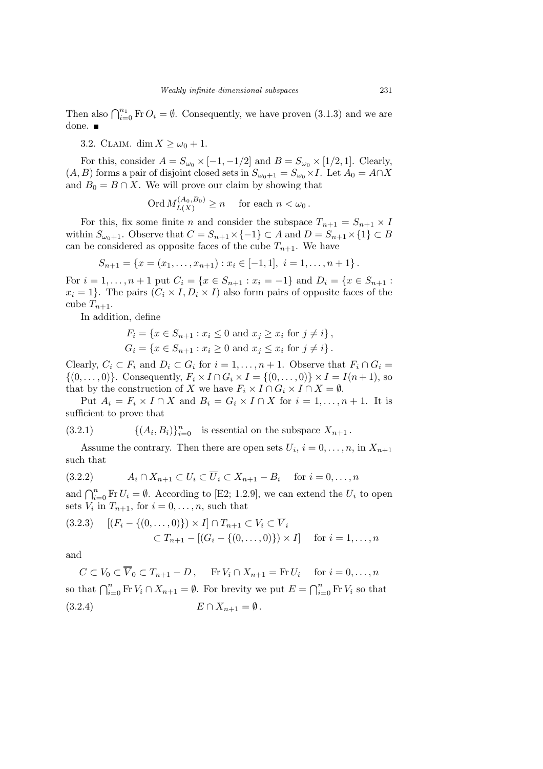Then also $\bigcap_{i=0}^{n_1} \operatorname{Fr} O_i = \emptyset$. Consequently, we have proven (3.1.3) and we are done. ■

3.2. Claim. $\dim X \geq \omega_0 + 1$.

For this, consider $A = S_{\omega_0} \times [-1, -1/2]$ and $B = S_{\omega_0} \times [1/2, 1]$. Clearly, $(A, B)$ forms a pair of disjoint closed sets in $S_{\omega_0+1} = S_{\omega_0} \times I$. Let $A_0 = A \cap X$ and $B_0 = B \cap X$. We will prove our claim by showing that

$$\operatorname{Ord} M_{L(X)}^{(A_0, B_0)} \geq n \quad \text{for each } n < \omega_0 .$$

For this, fix some finite $n$ and consider the subspace $T_{n+1} = S_{n+1} \times I$ within $S_{\omega_0+1}$. Observe that $C = S_{n+1} \times \{-1\} \subset A$ and $D = S_{n+1} \times \{1\} \subset B$ can be considered as opposite faces of the cube $T_{n+1}$. We have

$$S_{n+1} = \{x = (x_1, \ldots, x_{n+1}) : x_i \in [-1, 1], \ i = 1, \ldots, n+1\} .$$

For $i = 1, \ldots, n+1$ put $C_i = \{x \in S_{n+1} : x_i = -1\}$ and $D_i = \{x \in S_{n+1} : x_i = 1\}$. The pairs $(C_i \times I, D_i \times I)$ also form pairs of opposite faces of the cube $T_{n+1}$.

In addition, define

$$F_i = \{x \in S_{n+1} : x_i \leq 0 \text{ and } x_j \geq x_i \text{ for } j \neq i\} ,$$
$$G_i = \{x \in S_{n+1} : x_i \geq 0 \text{ and } x_j \leq x_i \text{ for } j \neq i\} .$$

Clearly, $C_i \subset F_i$ and $D_i \subset G_i$ for $i = 1, \ldots, n+1$. Observe that $F_i \cap G_i = \{(0, \ldots, 0)\}$. Consequently, $F_i \times I \cap G_i \times I = \{(0, \ldots, 0)\} \times I = I(n+1)$, so that by the construction of $X$ we have $F_i \times I \cap G_i \times I \cap X = \emptyset$.

Put $A_i = F_i \times I \cap X$ and $B_i = G_i \times I \cap X$ for $i = 1, \ldots, n+1$. It is sufficient to prove that

$$\{(A_i, B_i)\}_{i=0}^{n} \quad \text{is essential on the subspace } X_{n+1} . \tag{3.2.1}$$

Assume the contrary. Then there are open sets $U_i$, $i = 0, \ldots, n$, in $X_{n+1}$ such that

$$A_i \cap X_{n+1} \subset U_i \subset \overline{U}_i \subset X_{n+1} - B_i \quad \text{for } i = 0, \ldots, n \tag{3.2.2}$$

and $\bigcap_{i=0}^{n} \operatorname{Fr} U_i = \emptyset$. According to [E2; 1.2.9], we can extend the $U_i$ to open sets $V_i$ in $T_{n+1}$, for $i = 0, \ldots, n$, such that

$$\begin{aligned} [(F_i - \{(0, \ldots, 0)\}) \times I] \cap T_{n+1} \subset V_i \subset \overline{V}_i \\ \subset T_{n+1} - [(G_i - \{(0, \ldots, 0)\}) \times I] \quad \text{for } i = 1, \ldots, n \end{aligned} \tag{3.2.3}$$

and

$$C \subset V_0 \subset \overline{V}_0 \subset T_{n+1} - D , \qquad \operatorname{Fr} V_i \cap X_{n+1} = \operatorname{Fr} U_i \quad \text{for } i = 0, \ldots, n$$

so that $\bigcap_{i=0}^{n} \operatorname{Fr} V_i \cap X_{n+1} = \emptyset$. For brevity we put $E = \bigcap_{i=0}^{n} \operatorname{Fr} V_i$ so that

$$E \cap X_{n+1} = \emptyset . \tag{3.2.4}$$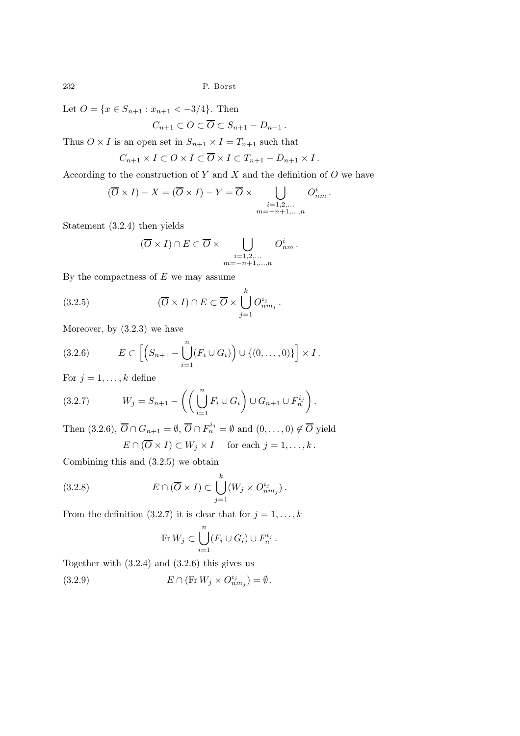Let $O = \{x \in S_{n+1} : x_{n+1} < -3/4\}$. Then

$$C_{n+1} \subset O \subset \overline{O} \subset S_{n+1} - D_{n+1}\,.$$

Thus $O \times I$ is an open set in $S_{n+1} \times I = T_{n+1}$ such that

$$C_{n+1} \times I \subset O \times I \subset \overline{O} \times I \subset T_{n+1} - D_{n+1} \times I\,.$$

According to the construction of $Y$ and $X$ and the definition of $O$ we have

$$(\overline{O} \times I) - X = (\overline{O} \times I) - Y = \overline{O} \times \bigcup_{\substack{i=1,2,\ldots \\ m=-n+1,\ldots,n}} O^i_{nm}\,.$$

Statement (3.2.4) then yields

$$(\overline{O} \times I) \cap E \subset \overline{O} \times \bigcup_{\substack{i=1,2,\ldots \\ m=-n+1,\ldots,n}} O^i_{nm}\,.$$

By the compactness of $E$ we may assume

$$(\overline{O} \times I) \cap E \subset \overline{O} \times \bigcup_{j=1}^{k} O^{i_j}_{nm_j}\,. \tag{3.2.5}$$

Moreover, by (3.2.3) we have

$$E \subset \Big[\Big(S_{n+1} - \bigcup_{i=1}^{n}(F_i \cup G_i)\Big) \cup \{(0,\ldots,0)\}\Big] \times I\,. \tag{3.2.6}$$

For $j = 1, \ldots, k$ define

$$W_j = S_{n+1} - \bigg(\bigg(\bigcup_{i=1}^{n} F_i \cup G_i\bigg) \cup G_{n+1} \cup F^{i_j}_n\bigg)\,. \tag{3.2.7}$$

Then (3.2.6), $\overline{O} \cap G_{n+1} = \emptyset$, $\overline{O} \cap F^{i_j}_n = \emptyset$ and $(0,\ldots,0) \notin \overline{O}$ yield

$$E \cap (\overline{O} \times I) \subset W_j \times I \quad \text{ for each } j = 1, \ldots, k\,.$$

Combining this and (3.2.5) we obtain

$$E \cap (\overline{O} \times I) \subset \bigcup_{j=1}^{k} (W_j \times O^{i_j}_{nm_j})\,. \tag{3.2.8}$$

From the definition (3.2.7) it is clear that for $j = 1, \ldots, k$

$$\operatorname{Fr} W_j \subset \bigcup_{i=1}^{n}(F_i \cup G_i) \cup F^{i_j}_n\,.$$

Together with (3.2.4) and (3.2.6) this gives us

$$E \cap (\operatorname{Fr} W_j \times O^{i_j}_{nm_j}) = \emptyset\,. \tag{3.2.9}$$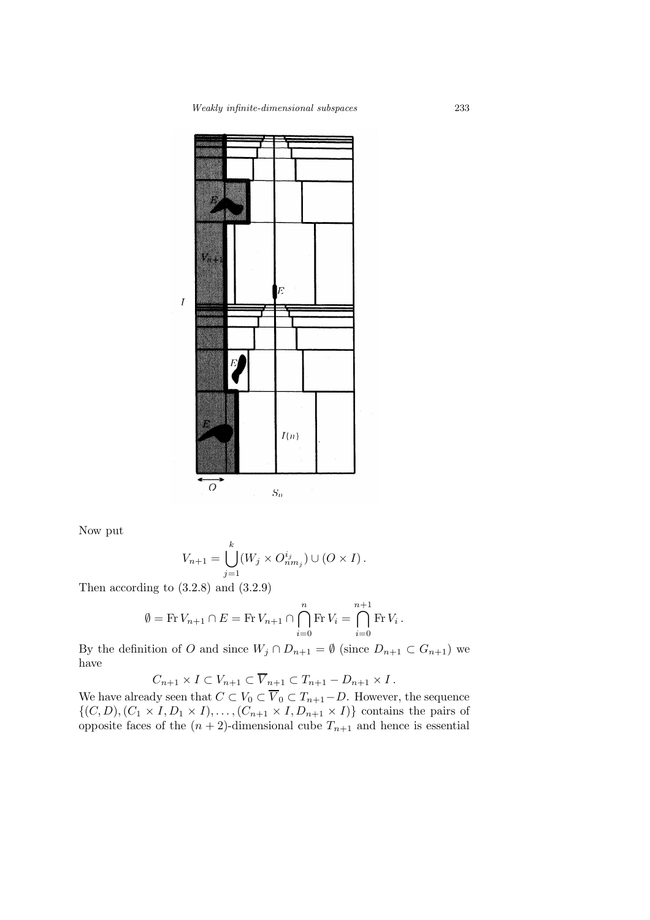Now put

$$V_{n+1} = \bigcup_{j=1}^{k} (W_j \times O^{i_j}_{nm_j}) \cup (O \times I)\,.$$

Then according to (3.2.8) and (3.2.9)

$$\emptyset = \operatorname{Fr} V_{n+1} \cap E = \operatorname{Fr} V_{n+1} \cap \bigcap_{i=0}^{n} \operatorname{Fr} V_i = \bigcap_{i=0}^{n+1} \operatorname{Fr} V_i\,.$$

By the definition of $O$ and since $W_j \cap D_{n+1} = \emptyset$ (since $D_{n+1} \subset G_{n+1}$) we have

$$C_{n+1} \times I \subset V_{n+1} \subset \overline{V}_{n+1} \subset T_{n+1} - D_{n+1} \times I\,.$$

We have already seen that $C \subset V_0 \subset \overline{V}_0 \subset T_{n+1} - D$. However, the sequence $\{(C, D), (C_1 \times I, D_1 \times I), \ldots, (C_{n+1} \times I, D_{n+1} \times I)\}$ contains the pairs of opposite faces of the $(n+2)$-dimensional cube $T_{n+1}$ and hence is essential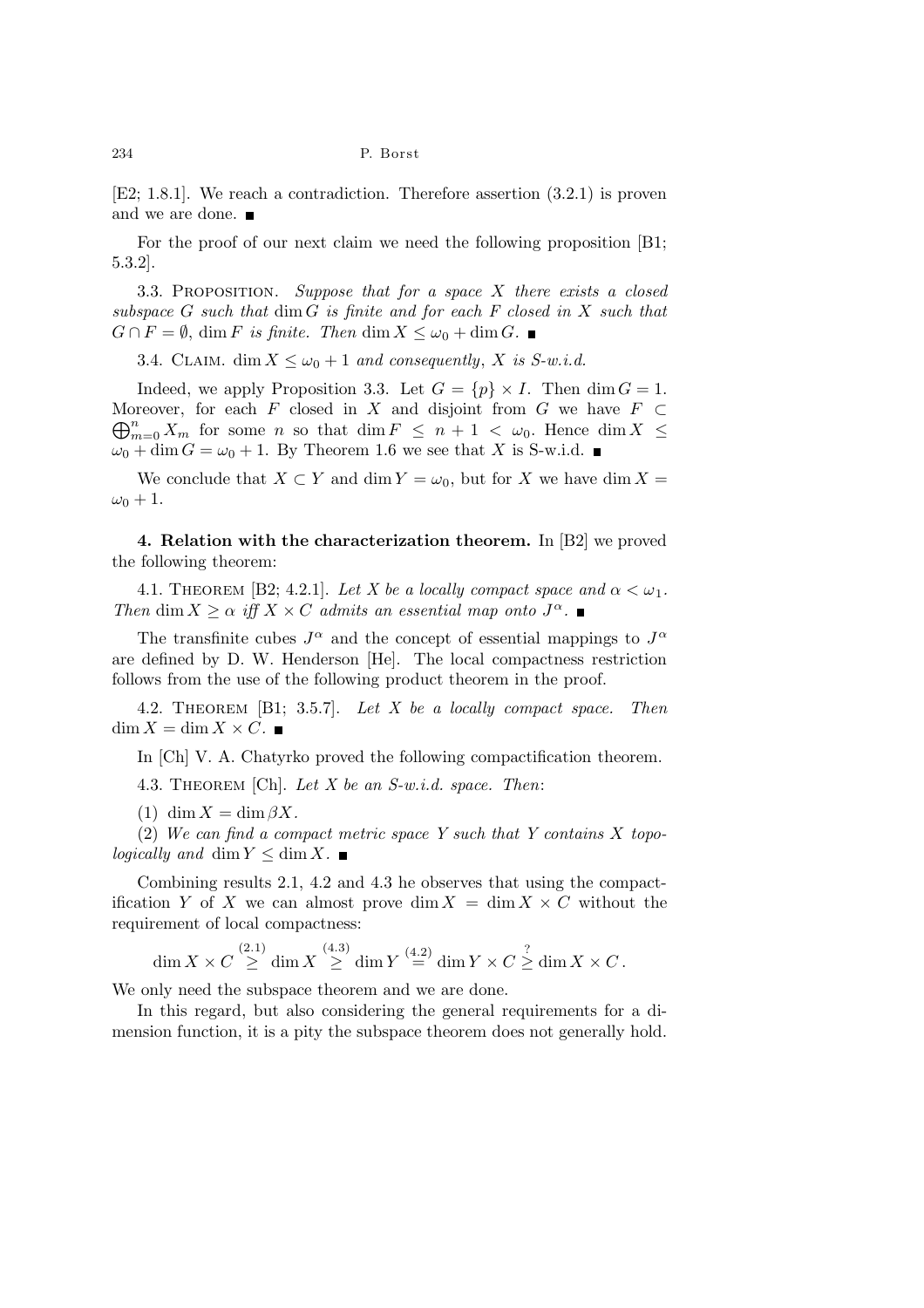[E2; 1.8.1]. We reach a contradiction. Therefore assertion (3.2.1) is proven and we are done. ■

For the proof of our next claim we need the following proposition [B1; 5.3.2].

3.3. Proposition. *Suppose that for a space $X$ there exists a closed subspace $G$ such that $\dim G$ is finite and for each $F$ closed in $X$ such that $G \cap F = \emptyset$, $\dim F$ is finite. Then $\dim X \leq \omega_0 + \dim G$.* ■

3.4. Claim. *$\dim X \leq \omega_0 + 1$ and consequently, $X$ is S-w.i.d.*

Indeed, we apply Proposition 3.3. Let $G = \{p\} \times I$. Then $\dim G = 1$. Moreover, for each $F$ closed in $X$ and disjoint from $G$ we have $F \subset \bigoplus_{m=0}^{n} X_m$ for some $n$ so that $\dim F \leq n + 1 < \omega_0$. Hence $\dim X \leq \omega_0 + \dim G = \omega_0 + 1$. By Theorem 1.6 we see that $X$ is S-w.i.d. ■

We conclude that $X \subset Y$ and $\dim Y = \omega_0$, but for $X$ we have $\dim X = \omega_0 + 1$.

**4. Relation with the characterization theorem.** In [B2] we proved the following theorem:

4.1. Theorem [B2; 4.2.1]. *Let $X$ be a locally compact space and $\alpha < \omega_1$. Then $\dim X \geq \alpha$ iff $X \times C$ admits an essential map onto $J^\alpha$.* ■

The transfinite cubes $J^\alpha$ and the concept of essential mappings to $J^\alpha$ are defined by D. W. Henderson [He]. The local compactness restriction follows from the use of the following product theorem in the proof.

4.2. Theorem [B1; 3.5.7]. *Let $X$ be a locally compact space. Then $\dim X = \dim X \times C$.* ■

In [Ch] V. A. Chatyrko proved the following compactification theorem.

4.3. Theorem [Ch]. *Let $X$ be an S-w.i.d. space. Then*:

(1) $\dim X = \dim \beta X$.

(2) *We can find a compact metric space $Y$ such that $Y$ contains $X$ topologically and $\dim Y \leq \dim X$.* ■

Combining results 2.1, 4.2 and 4.3 he observes that using the compactification $Y$ of $X$ we can almost prove $\dim X = \dim X \times C$ without the requirement of local compactness:

$$\dim X \times C \overset{(2.1)}{\geq} \dim X \overset{(4.3)}{\geq} \dim Y \overset{(4.2)}{=} \dim Y \times C \overset{?}{\geq} \dim X \times C\,.$$

We only need the subspace theorem and we are done.

In this regard, but also considering the general requirements for a dimension function, it is a pity the subspace theorem does not generally hold.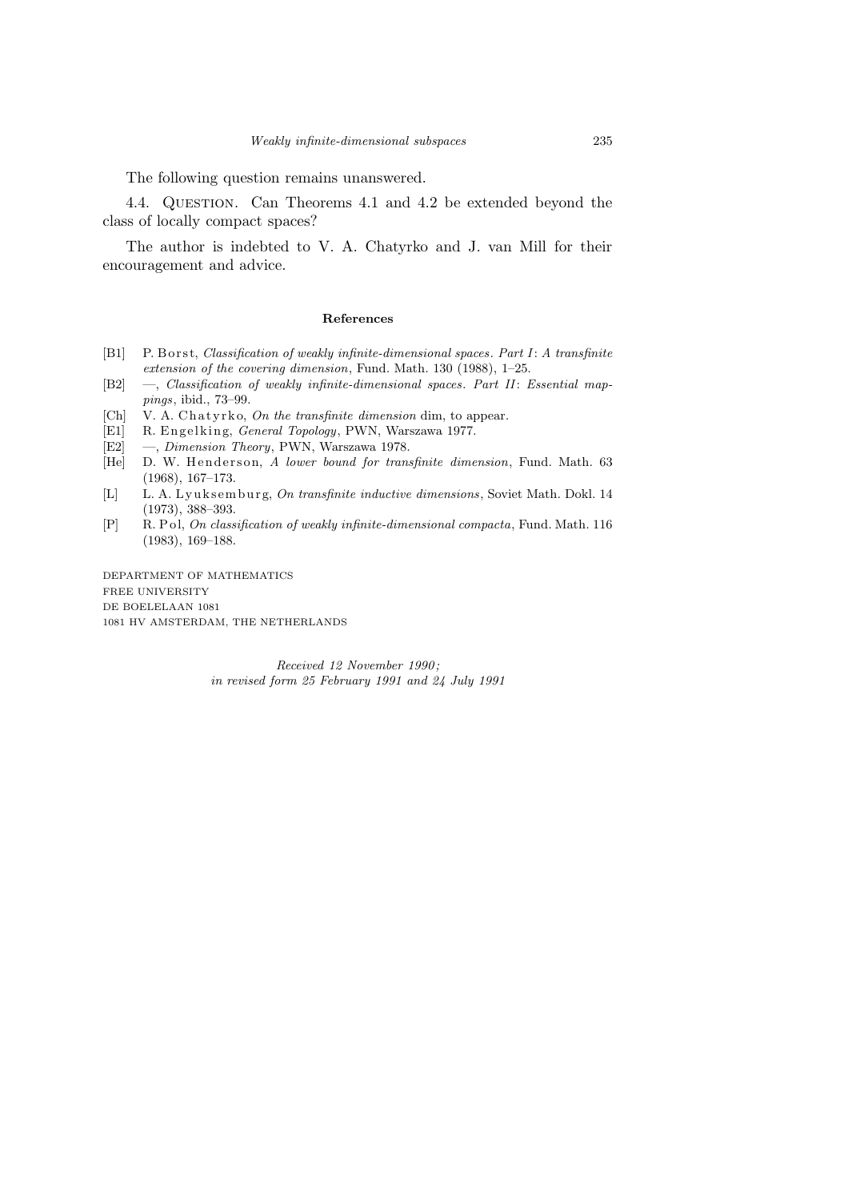The following question remains unanswered.

4.4. Question. Can Theorems 4.1 and 4.2 be extended beyond the class of locally compact spaces?

The author is indebted to V. A. Chatyrko and J. van Mill for their encouragement and advice.

### References

[B1] P. Borst, *Classification of weakly infinite-dimensional spaces. Part I: A transfinite extension of the covering dimension*, Fund. Math. 130 (1988), 1–25.

[B2] —, *Classification of weakly infinite-dimensional spaces. Part II: Essential mappings*, ibid., 73–99.

[Ch] V. A. Chatyrko, *On the transfinite dimension* dim, to appear.

[E1] R. Engelking, *General Topology*, PWN, Warszawa 1977.

[E2] —, *Dimension Theory*, PWN, Warszawa 1978.

[He] D. W. Henderson, *A lower bound for transfinite dimension*, Fund. Math. 63 (1968), 167–173.

[L] L. A. Lyuksemburg, *On transfinite inductive dimensions*, Soviet Math. Dokl. 14 (1973), 388–393.

[P] R. Pol, *On classification of weakly infinite-dimensional compacta*, Fund. Math. 116 (1983), 169–188.

DEPARTMENT OF MATHEMATICS
FREE UNIVERSITY
DE BOELELAAN 1081
1081 HV AMSTERDAM, THE NETHERLANDS

*Received 12 November 1990;*
*in revised form 25 February 1991 and 24 July 1991*